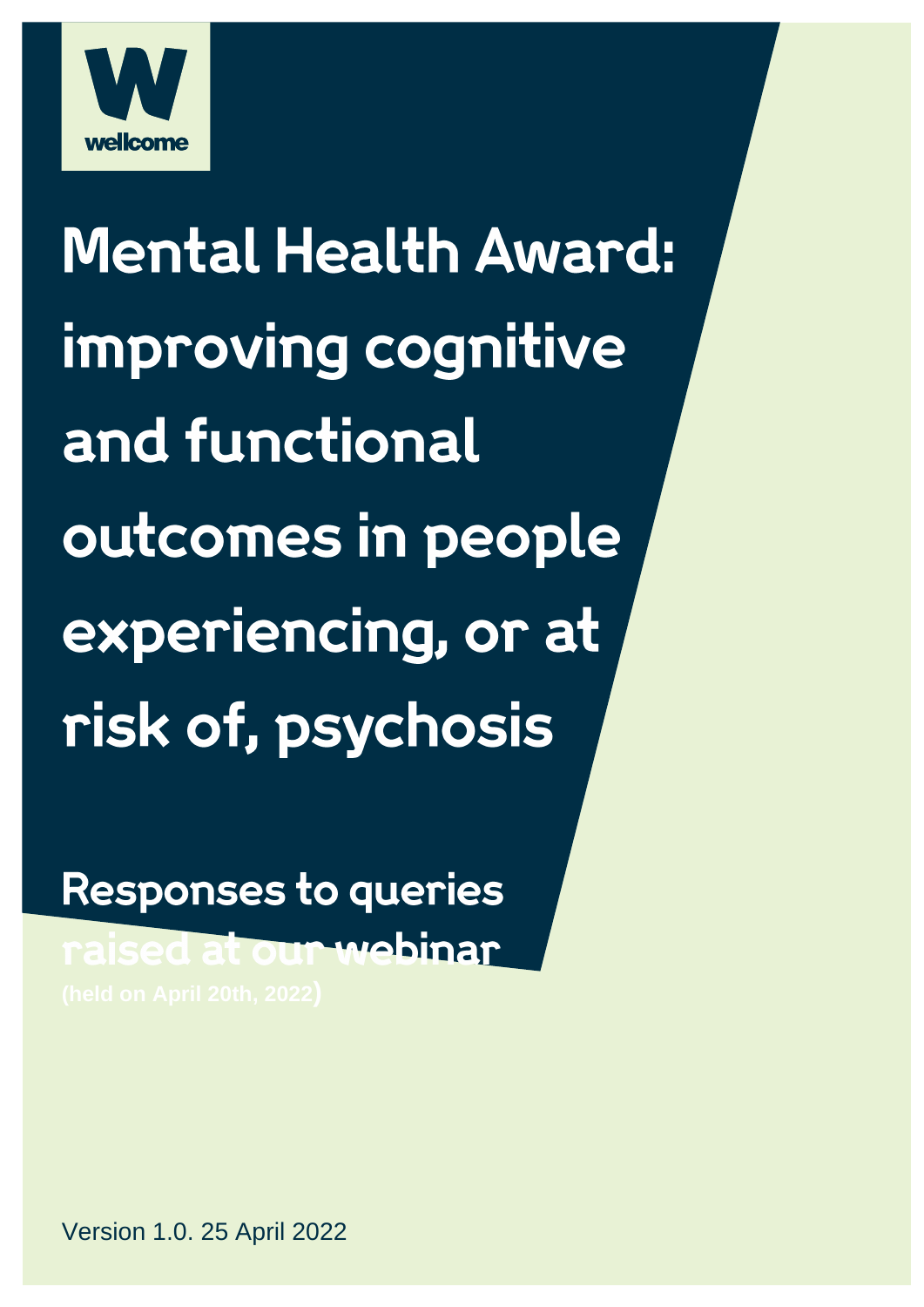wellcome

# Mental Health Award: improving cognitive and functional outcomes in people experiencing, or at risk of, psychosis

## Responses to queries raised at our webinar

(held on April 20th, 2022)

Version 1.0. 25 April 2022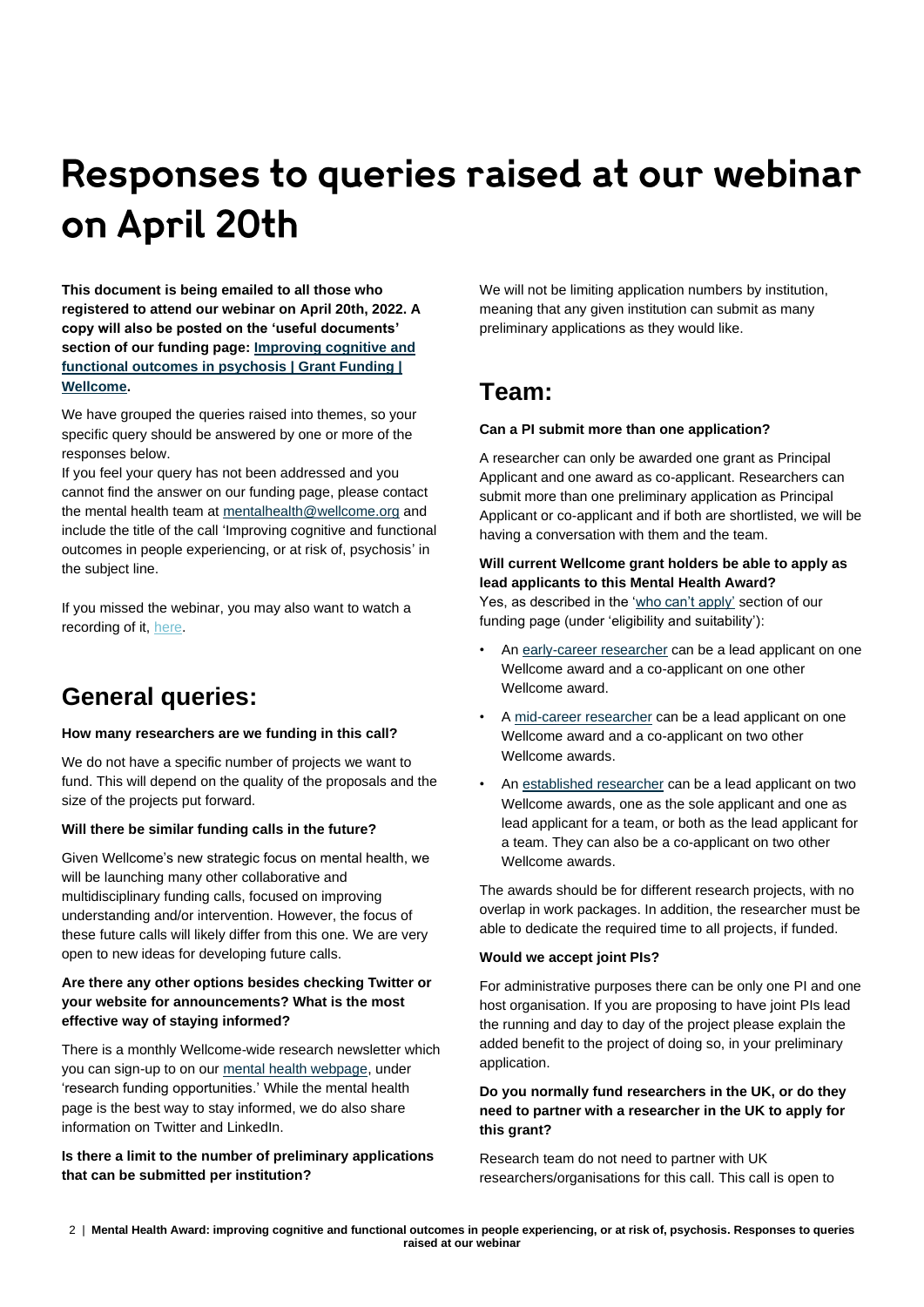# Responses to queries raised at our webinar on April 20th

**This document is being emailed to all those who registered to attend our webinar on April 20th, 2022. A copy will also be posted on the 'useful documents' section of our funding page: [Improving cognitive and functional outcomes in psychosis | Grant Funding | Wellcome](#).**

We have grouped the queries raised into themes, so your specific query should be answered by one or more of the responses below.

If you feel your query has not been addressed and you cannot find the answer on our funding page, please contact the mental health team at mentalhealth@wellcome.org and include the title of the call 'Improving cognitive and functional outcomes in people experiencing, or at risk of, psychosis' in the subject line.

If you missed the webinar, you may also want to watch a recording of it, here.

## General queries:

**How many researchers are we funding in this call?**

We do not have a specific number of projects we want to fund. This will depend on the quality of the proposals and the size of the projects put forward.

**Will there be similar funding calls in the future?**

Given Wellcome's new strategic focus on mental health, we will be launching many other collaborative and multidisciplinary funding calls, focused on improving understanding and/or intervention. However, the focus of these future calls will likely differ from this one. We are very open to new ideas for developing future calls.

**Are there any other options besides checking Twitter or your website for announcements? What is the most effective way of staying informed?**

There is a monthly Wellcome-wide research newsletter which you can sign-up to on our mental health webpage, under 'research funding opportunities.' While the mental health page is the best way to stay informed, we do also share information on Twitter and LinkedIn.

**Is there a limit to the number of preliminary applications that can be submitted per institution?**

We will not be limiting application numbers by institution, meaning that any given institution can submit as many preliminary applications as they would like.

## Team:

**Can a PI submit more than one application?**

A researcher can only be awarded one grant as Principal Applicant and one award as co-applicant. Researchers can submit more than one preliminary application as Principal Applicant or co-applicant and if both are shortlisted, we will be having a conversation with them and the team.

**Will current Wellcome grant holders be able to apply as lead applicants to this Mental Health Award?**

Yes, as described in the 'who can't apply' section of our funding page (under 'eligibility and suitability'):

- An early-career researcher can be a lead applicant on one Wellcome award and a co-applicant on one other Wellcome award.
- A mid-career researcher can be a lead applicant on one Wellcome award and a co-applicant on two other Wellcome awards.
- An established researcher can be a lead applicant on two Wellcome awards, one as the sole applicant and one as lead applicant for a team, or both as the lead applicant for a team. They can also be a co-applicant on two other Wellcome awards.

The awards should be for different research projects, with no overlap in work packages. In addition, the researcher must be able to dedicate the required time to all projects, if funded.

**Would we accept joint PIs?**

For administrative purposes there can be only one PI and one host organisation. If you are proposing to have joint PIs lead the running and day to day of the project please explain the added benefit to the project of doing so, in your preliminary application.

**Do you normally fund researchers in the UK, or do they need to partner with a researcher in the UK to apply for this grant?**

Research team do not need to partner with UK researchers/organisations for this call. This call is open to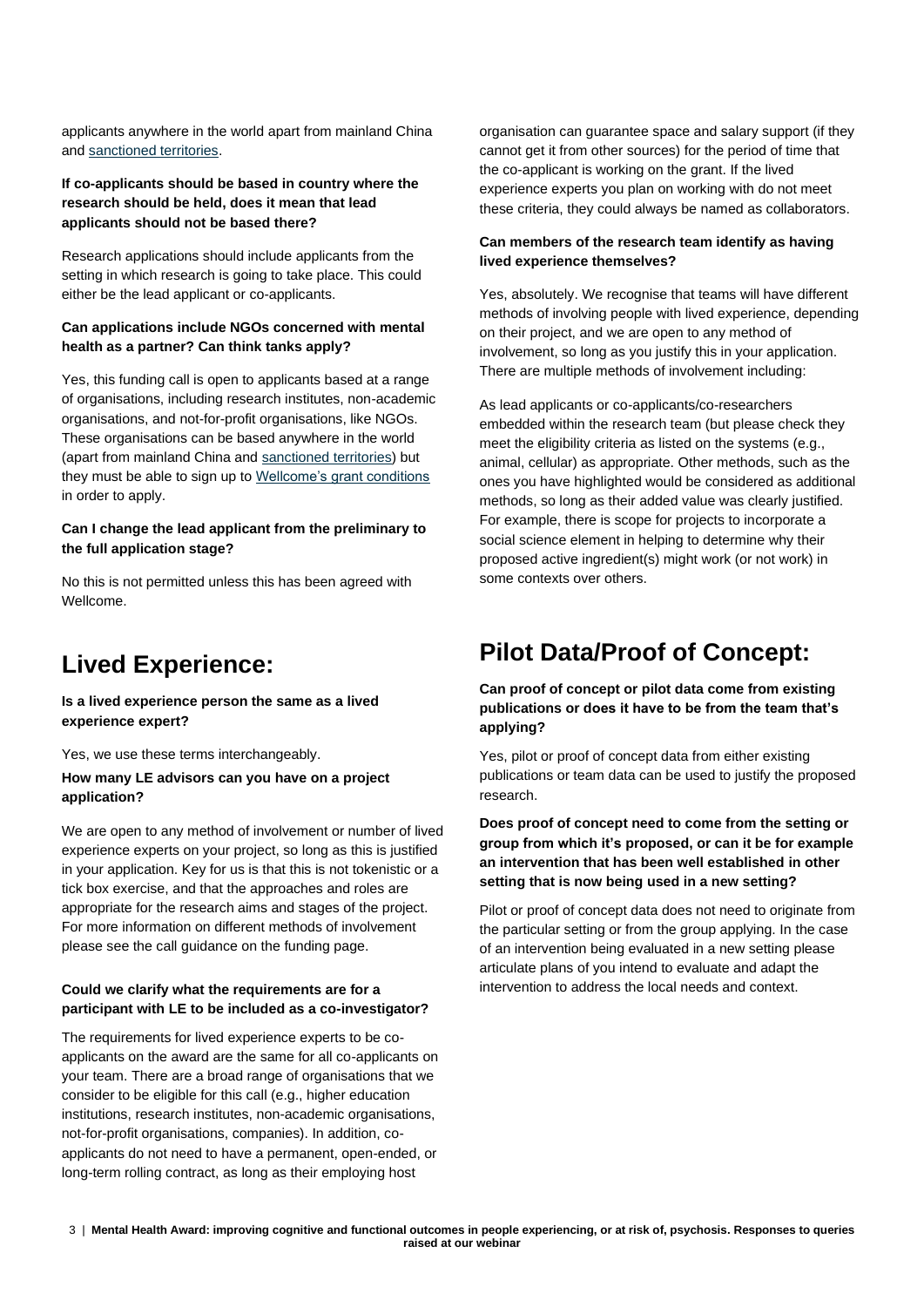applicants anywhere in the world apart from mainland China and sanctioned territories.

**If co-applicants should be based in country where the research should be held, does it mean that lead applicants should not be based there?**

Research applications should include applicants from the setting in which research is going to take place. This could either be the lead applicant or co-applicants.

**Can applications include NGOs concerned with mental health as a partner? Can think tanks apply?**

Yes, this funding call is open to applicants based at a range of organisations, including research institutes, non-academic organisations, and not-for-profit organisations, like NGOs. These organisations can be based anywhere in the world (apart from mainland China and sanctioned territories) but they must be able to sign up to Wellcome's grant conditions in order to apply.

**Can I change the lead applicant from the preliminary to the full application stage?**

No this is not permitted unless this has been agreed with Wellcome.

## Lived Experience:

**Is a lived experience person the same as a lived experience expert?**

Yes, we use these terms interchangeably.

**How many LE advisors can you have on a project application?**

We are open to any method of involvement or number of lived experience experts on your project, so long as this is justified in your application. Key for us is that this is not tokenistic or a tick box exercise, and that the approaches and roles are appropriate for the research aims and stages of the project. For more information on different methods of involvement please see the call guidance on the funding page.

**Could we clarify what the requirements are for a participant with LE to be included as a co-investigator?**

The requirements for lived experience experts to be co-applicants on the award are the same for all co-applicants on your team. There are a broad range of organisations that we consider to be eligible for this call (e.g., higher education institutions, research institutes, non-academic organisations, not-for-profit organisations, companies). In addition, co-applicants do not need to have a permanent, open-ended, or long-term rolling contract, as long as their employing host organisation can guarantee space and salary support (if they cannot get it from other sources) for the period of time that the co-applicant is working on the grant. If the lived experience experts you plan on working with do not meet these criteria, they could always be named as collaborators.

**Can members of the research team identify as having lived experience themselves?**

Yes, absolutely. We recognise that teams will have different methods of involving people with lived experience, depending on their project, and we are open to any method of involvement, so long as you justify this in your application. There are multiple methods of involvement including:

As lead applicants or co-applicants/co-researchers embedded within the research team (but please check they meet the eligibility criteria as listed on the systems (e.g., animal, cellular) as appropriate. Other methods, such as the ones you have highlighted would be considered as additional methods, so long as their added value was clearly justified. For example, there is scope for projects to incorporate a social science element in helping to determine why their proposed active ingredient(s) might work (or not work) in some contexts over others.

## Pilot Data/Proof of Concept:

**Can proof of concept or pilot data come from existing publications or does it have to be from the team that's applying?**

Yes, pilot or proof of concept data from either existing publications or team data can be used to justify the proposed research.

**Does proof of concept need to come from the setting or group from which it's proposed, or can it be for example an intervention that has been well established in other setting that is now being used in a new setting?**

Pilot or proof of concept data does not need to originate from the particular setting or from the group applying. In the case of an intervention being evaluated in a new setting please articulate plans of you intend to evaluate and adapt the intervention to address the local needs and context.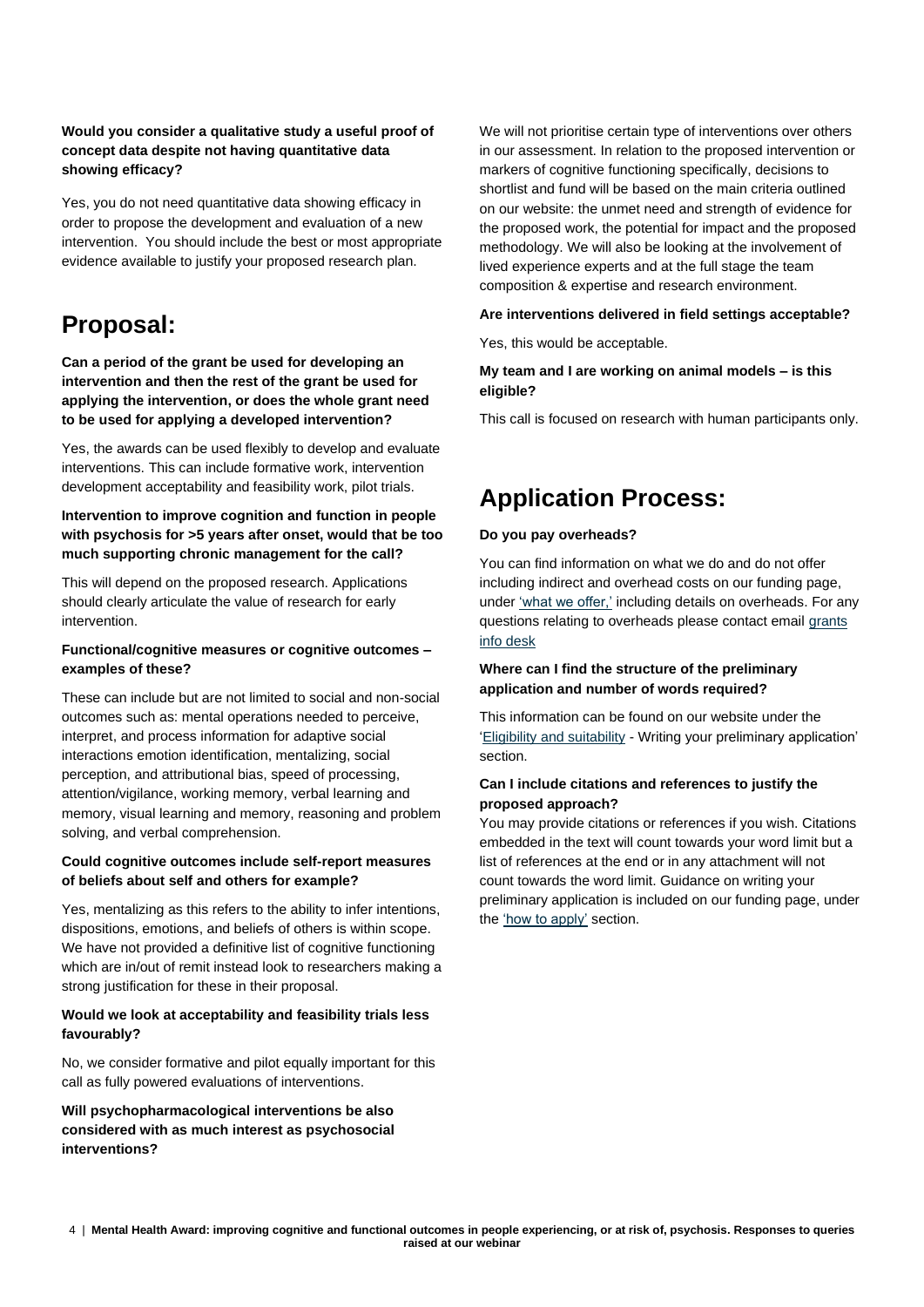**Would you consider a qualitative study a useful proof of concept data despite not having quantitative data showing efficacy?**

Yes, you do not need quantitative data showing efficacy in order to propose the development and evaluation of a new intervention. You should include the best or most appropriate evidence available to justify your proposed research plan.

## Proposal:

**Can a period of the grant be used for developing an intervention and then the rest of the grant be used for applying the intervention, or does the whole grant need to be used for applying a developed intervention?**

Yes, the awards can be used flexibly to develop and evaluate interventions. This can include formative work, intervention development acceptability and feasibility work, pilot trials.

**Intervention to improve cognition and function in people with psychosis for >5 years after onset, would that be too much supporting chronic management for the call?**

This will depend on the proposed research. Applications should clearly articulate the value of research for early intervention.

**Functional/cognitive measures or cognitive outcomes – examples of these?**

These can include but are not limited to social and non-social outcomes such as: mental operations needed to perceive, interpret, and process information for adaptive social interactions emotion identification, mentalizing, social perception, and attributional bias, speed of processing, attention/vigilance, working memory, verbal learning and memory, visual learning and memory, reasoning and problem solving, and verbal comprehension.

**Could cognitive outcomes include self-report measures of beliefs about self and others for example?**

Yes, mentalizing as this refers to the ability to infer intentions, dispositions, emotions, and beliefs of others is within scope. We have not provided a definitive list of cognitive functioning which are in/out of remit instead look to researchers making a strong justification for these in their proposal.

**Would we look at acceptability and feasibility trials less favourably?**

No, we consider formative and pilot equally important for this call as fully powered evaluations of interventions.

**Will psychopharmacological interventions be also considered with as much interest as psychosocial interventions?**

We will not prioritise certain type of interventions over others in our assessment. In relation to the proposed intervention or markers of cognitive functioning specifically, decisions to shortlist and fund will be based on the main criteria outlined on our website: the unmet need and strength of evidence for the proposed work, the potential for impact and the proposed methodology. We will also be looking at the involvement of lived experience experts and at the full stage the team composition & expertise and research environment.

**Are interventions delivered in field settings acceptable?**

Yes, this would be acceptable.

**My team and I are working on animal models – is this eligible?**

This call is focused on research with human participants only.

## Application Process:

**Do you pay overheads?**

You can find information on what we do and do not offer including indirect and overhead costs on our funding page, under 'what we offer,' including details on overheads. For any questions relating to overheads please contact email grants info desk

**Where can I find the structure of the preliminary application and number of words required?**

This information can be found on our website under the 'Eligibility and suitability - Writing your preliminary application' section.

**Can I include citations and references to justify the proposed approach?**

You may provide citations or references if you wish. Citations embedded in the text will count towards your word limit but a list of references at the end or in any attachment will not count towards the word limit. Guidance on writing your preliminary application is included on our funding page, under the 'how to apply' section.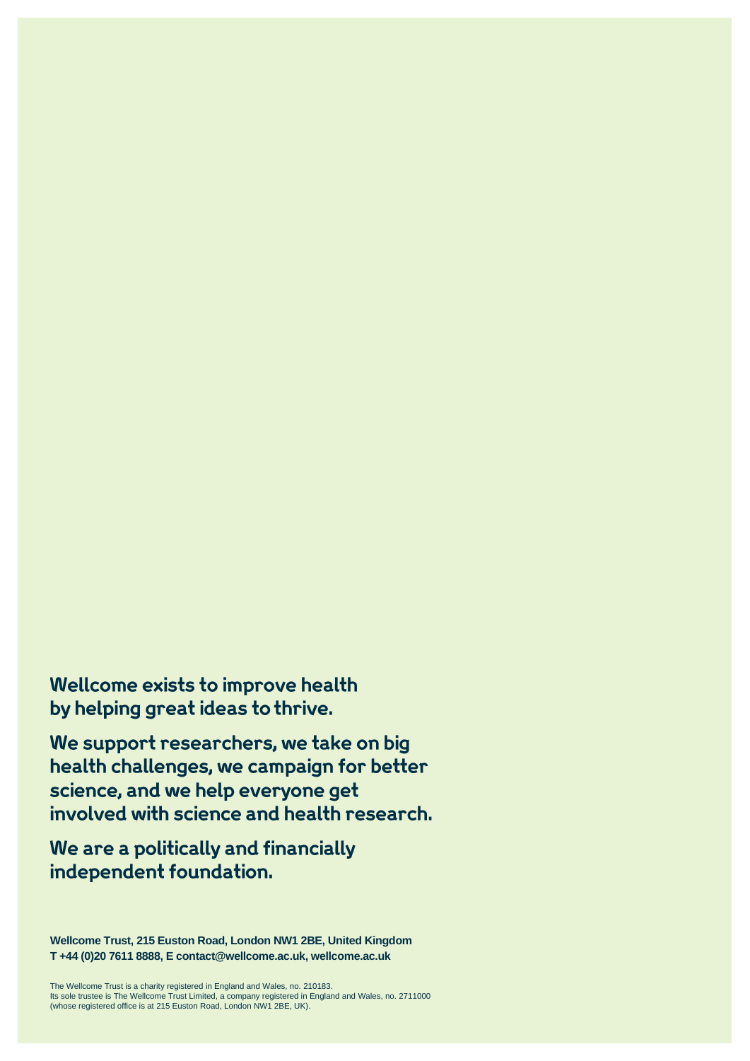**Wellcome exists to improve health by helping great ideas to thrive.**

**We support researchers, we take on big health challenges, we campaign for better science, and we help everyone get involved with science and health research.**

**We are a politically and financially independent foundation.**

**Wellcome Trust, 215 Euston Road, London NW1 2BE, United Kingdom**
**T +44 (0)20 7611 8888, E contact@wellcome.ac.uk, wellcome.ac.uk**

The Wellcome Trust is a charity registered in England and Wales, no. 210183.
Its sole trustee is The Wellcome Trust Limited, a company registered in England and Wales, no. 2711000 (whose registered office is at 215 Euston Road, London NW1 2BE, UK).